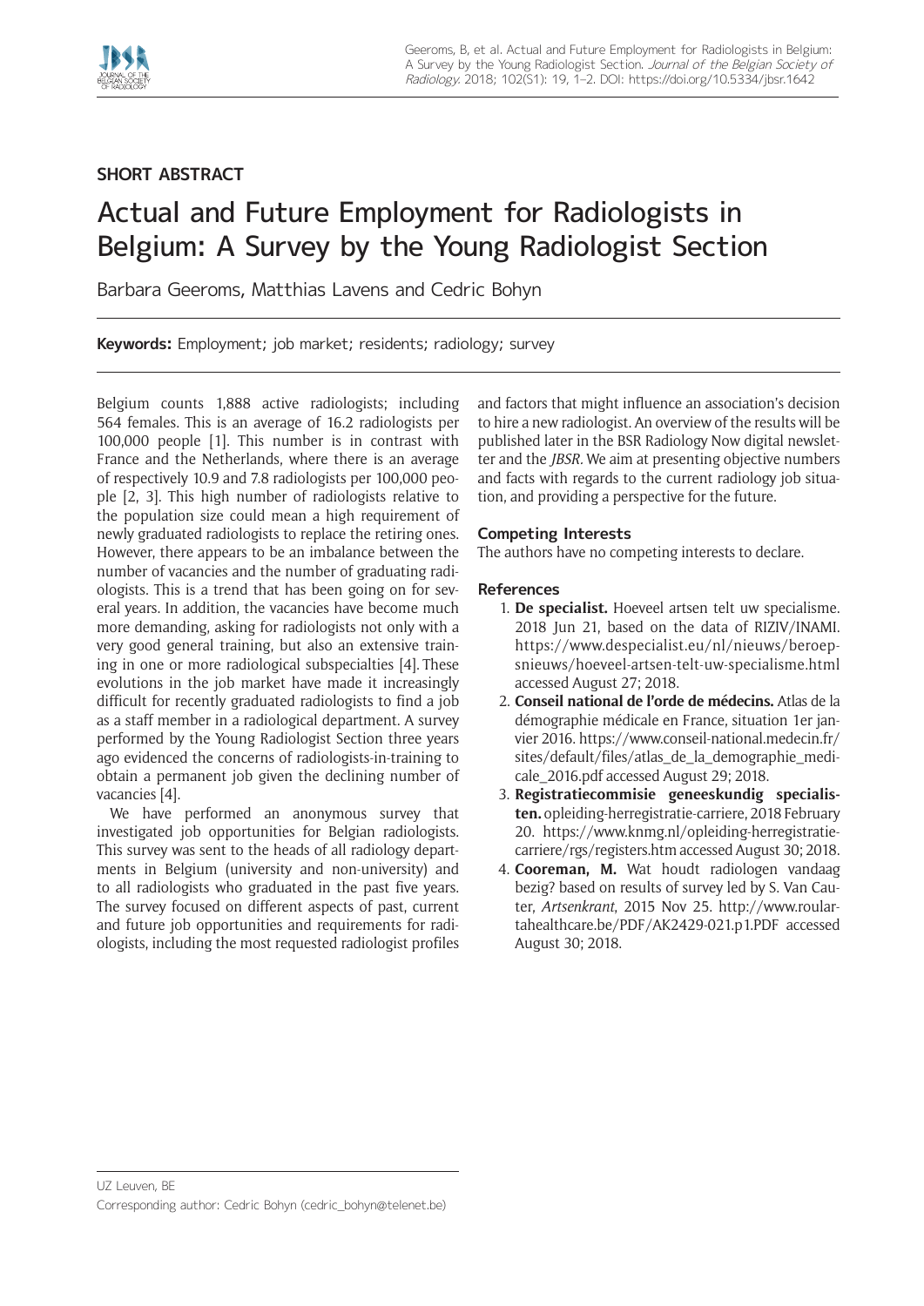SHORT ABSTRACT

# Actual and Future Employment for Radiologists in Belgium: A Survey by the Young Radiologist Section

Barbara Geeroms, Matthias Lavens and Cedric Bohyn

**Keywords:** Employment; job market; residents; radiology; survey

Belgium counts 1,888 active radiologists; including 564 females. This is an average of 16.2 radiologists per 100,000 people [1]. This number is in contrast with France and the Netherlands, where there is an average of respectively 10.9 and 7.8 radiologists per 100,000 people [2, 3]. This high number of radiologists relative to the population size could mean a high requirement of newly graduated radiologists to replace the retiring ones. However, there appears to be an imbalance between the number of vacancies and the number of graduating radiologists. This is a trend that has been going on for several years. In addition, the vacancies have become much more demanding, asking for radiologists not only with a very good general training, but also an extensive training in one or more radiological subspecialties [4]. These evolutions in the job market have made it increasingly difficult for recently graduated radiologists to find a job as a staff member in a radiological department. A survey performed by the Young Radiologist Section three years ago evidenced the concerns of radiologists-in-training to obtain a permanent job given the declining number of vacancies [4].

We have performed an anonymous survey that investigated job opportunities for Belgian radiologists. This survey was sent to the heads of all radiology departments in Belgium (university and non-university) and to all radiologists who graduated in the past five years. The survey focused on different aspects of past, current and future job opportunities and requirements for radiologists, including the most requested radiologist profiles and factors that might influence an association's decision to hire a new radiologist. An overview of the results will be published later in the BSR Radiology Now digital newsletter and the *JBSR*. We aim at presenting objective numbers and facts with regards to the current radiology job situation, and providing a perspective for the future.

### Competing Interests

The authors have no competing interests to declare.

### References

1. **De specialist.** Hoeveel artsen telt uw specialisme. 2018 Jun 21, based on the data of RIZIV/INAMI. https://www.despecialist.eu/nl/nieuws/beroepsnieuws/hoeveel-artsen-telt-uw-specialisme.html accessed August 27; 2018.
2. **Conseil national de l'orde de médecins.** Atlas de la démographie médicale en France, situation 1er janvier 2016. https://www.conseil-national.medecin.fr/sites/default/files/atlas_de_la_demographie_medicale_2016.pdf accessed August 29; 2018.
3. **Registratiecommisie geneeskundig specialisten.** opleiding-herregistratie-carriere, 2018 February 20. https://www.knmg.nl/opleiding-herregistratie-carriere/rgs/registers.htm accessed August 30; 2018.
4. **Cooreman, M.** Wat houdt radiologen vandaag bezig? based on results of survey led by S. Van Cauter, *Artsenkrant*, 2015 Nov 25. http://www.roulartahealthcare.be/PDF/AK2429-021.p1.PDF accessed August 30; 2018.

UZ Leuven, BE

Corresponding author: Cedric Bohyn (cedric_bohyn@telenet.be)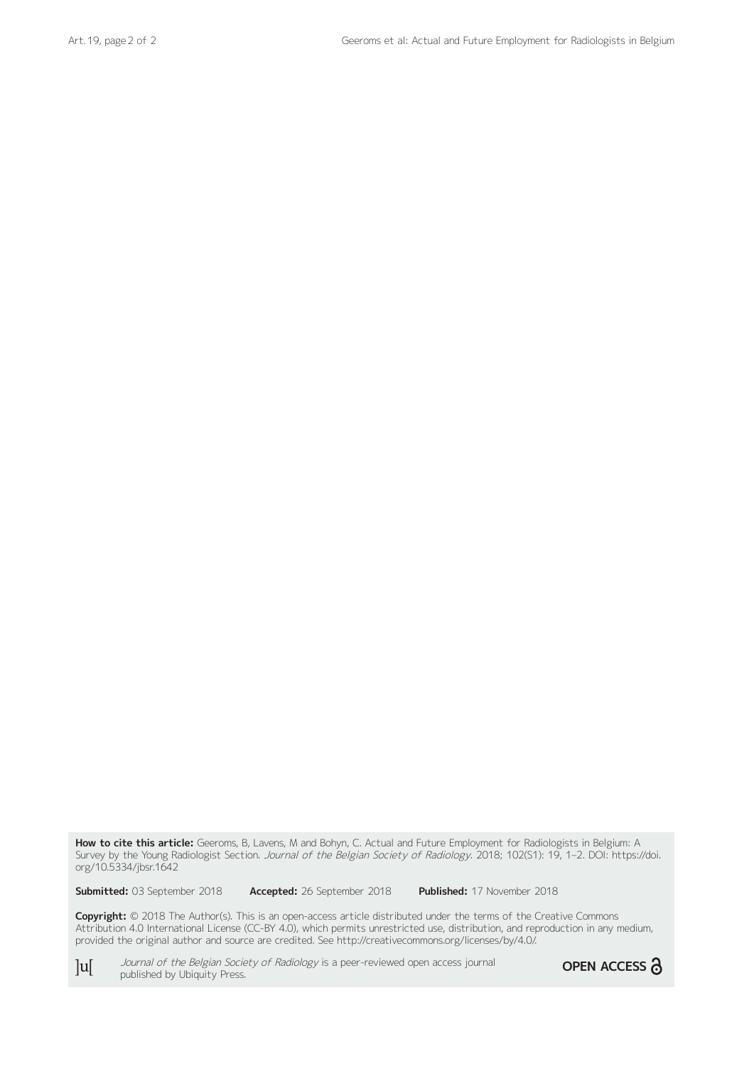**How to cite this article:** Geeroms, B, Lavens, M and Bohyn, C. Actual and Future Employment for Radiologists in Belgium: A Survey by the Young Radiologist Section. *Journal of the Belgian Society of Radiology*. 2018; 102(S1): 19, 1–2. DOI: https://doi.org/10.5334/jbsr.1642

**Submitted:** 03 September 2018 **Accepted:** 26 September 2018 **Published:** 17 November 2018

**Copyright:** © 2018 The Author(s). This is an open-access article distributed under the terms of the Creative Commons Attribution 4.0 International License (CC-BY 4.0), which permits unrestricted use, distribution, and reproduction in any medium, provided the original author and source are credited. See http://creativecommons.org/licenses/by/4.0/.

*Journal of the Belgian Society of Radiology* is a peer-reviewed open access journal published by Ubiquity Press.

OPEN ACCESS